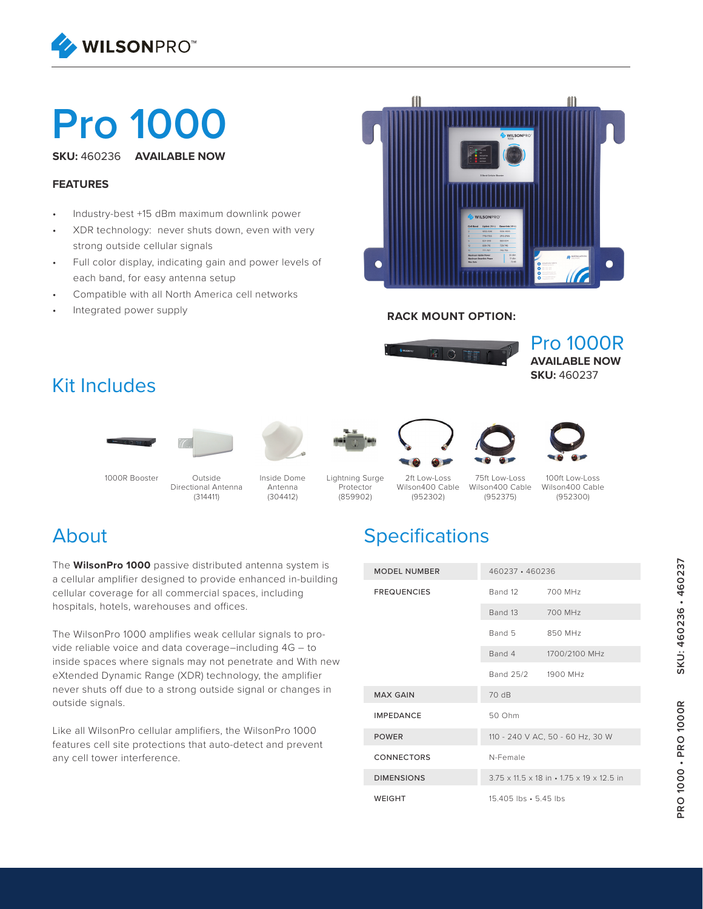# Pro 1000

**SKU:** 460236 **AVAILABLE NOW**

### FEATURES

- Industry-best +15 dBm maximum downlink power
- XDR technology: never shuts down, even with very strong outside cellular signals
- Full color display, indicating gain and power levels of each band, for easy antenna setup
- Compatible with all North America cell networks
- Integrated power supply

**RACK MOUNT OPTION:**

Pro 1000R
**AVAILABLE NOW**
**SKU:** 460237

## Kit Includes

- 1000R Booster
- Outside Directional Antenna (314411)
- Inside Dome Antenna (304412)
- Lightning Surge Protector (859902)
- 2ft Low-Loss Wilson400 Cable (952302)
- 75ft Low-Loss Wilson400 Cable (952375)
- 100ft Low-Loss Wilson400 Cable (952300)

## About

The **WilsonPro 1000** passive distributed antenna system is a cellular amplifier designed to provide enhanced in-building cellular coverage for all commercial spaces, including hospitals, hotels, warehouses and offices.

The WilsonPro 1000 amplifies weak cellular signals to provide reliable voice and data coverage–including 4G – to inside spaces where signals may not penetrate and With new eXtended Dynamic Range (XDR) technology, the amplifier never shuts off due to a strong outside signal or changes in outside signals.

Like all WilsonPro cellular amplifiers, the WilsonPro 1000 features cell site protections that auto-detect and prevent any cell tower interference.

## Specifications

| | | |
|---|---|---|
| MODEL NUMBER | 460237 • 460236 | |
| FREQUENCIES | Band 12 | 700 MHz |
| | Band 13 | 700 MHz |
| | Band 5 | 850 MHz |
| | Band 4 | 1700/2100 MHz |
| | Band 25/2 | 1900 MHz |
| MAX GAIN | 70 dB | |
| IMPEDANCE | 50 Ohm | |
| POWER | 110 - 240 V AC, 50 - 60 Hz, 30 W | |
| CONNECTORS | N-Female | |
| DIMENSIONS | 3.75 x 11.5 x 18 in • 1.75 x 19 x 12.5 in | |
| WEIGHT | 15.405 lbs • 5.45 lbs | |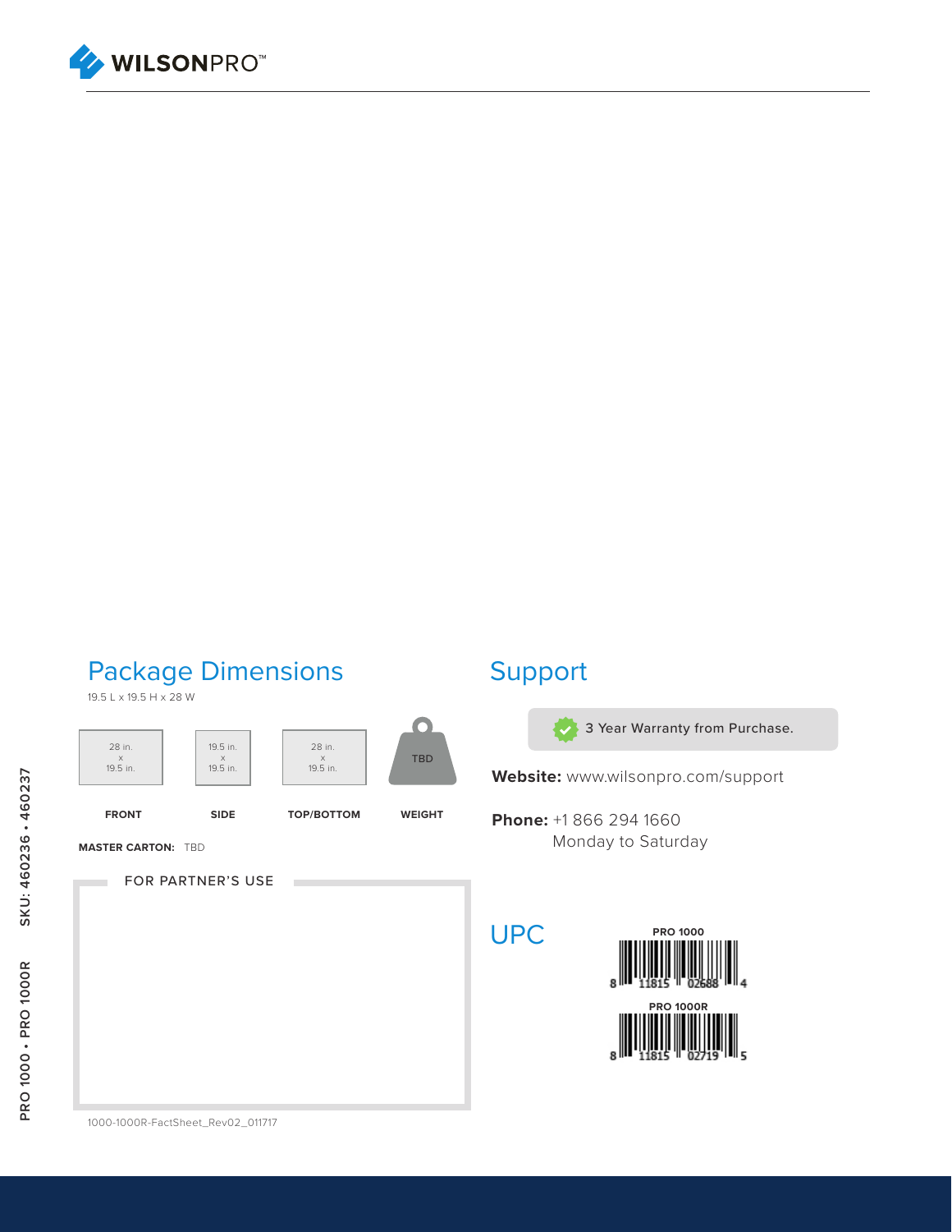## Package Dimensions

19.5 L x 19.5 H x 28 W

| FRONT | SIDE | TOP/BOTTOM | WEIGHT |
|---|---|---|---|
| 28 in. x 19.5 in. | 19.5 in. x 19.5 in. | 28 in. x 19.5 in. | TBD |

**MASTER CARTON:** TBD

FOR PARTNER'S USE

1000-1000R-FactSheet_Rev02_011717

## Support

3 Year Warranty from Purchase.

**Website:** www.wilsonpro.com/support

**Phone:** +1 866 294 1660
Monday to Saturday

## UPC

PRO 1000
8 11815 02688 4

PRO 1000R
8 11815 02719 5

PRO 1000 • PRO 1000R SKU: 460236 • 460237